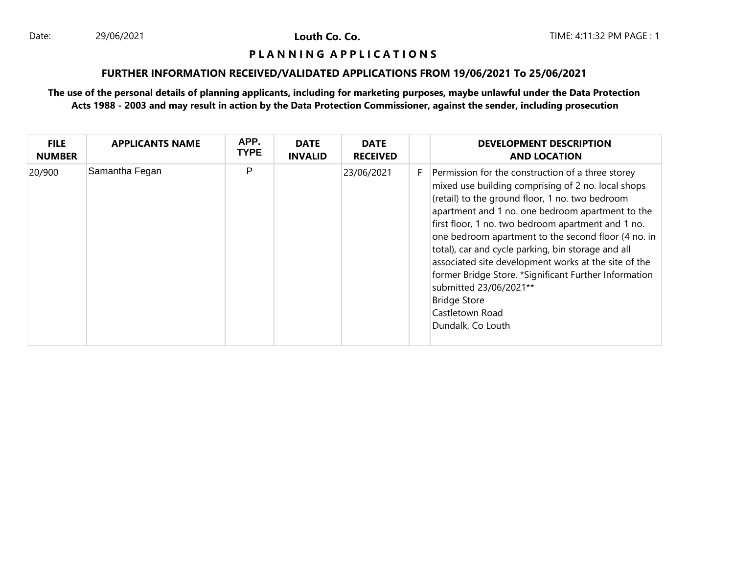Date: 29/06/2021

**Louth Co. Co.**

# P L A N N I N G A P P L I C A T I O N S

## FURTHER INFORMATION RECEIVED/VALIDATED APPLICATIONS FROM 19/06/2021 To 25/06/2021

**The use of the personal details of planning applicants, including for marketing purposes, maybe unlawful under the Data Protection Acts 1988 - 2003 and may result in action by the Data Protection Commissioner, against the sender, including prosecution**

| FILE NUMBER | APPLICANTS NAME | APP. TYPE | DATE INVALID | DATE RECEIVED | | DEVELOPMENT DESCRIPTION AND LOCATION |
|---|---|---|---|---|---|---|
| 20/900 | Samantha Fegan | P | | 23/06/2021 | F | Permission for the construction of a three storey mixed use building comprising of 2 no. local shops (retail) to the ground floor, 1 no. two bedroom apartment and 1 no. one bedroom apartment to the first floor, 1 no. two bedroom apartment and 1 no. one bedroom apartment to the second floor (4 no. in total), car and cycle parking, bin storage and all associated site development works at the site of the former Bridge Store. *Significant Further Information submitted 23/06/2021** Bridge Store Castletown Road Dundalk, Co Louth |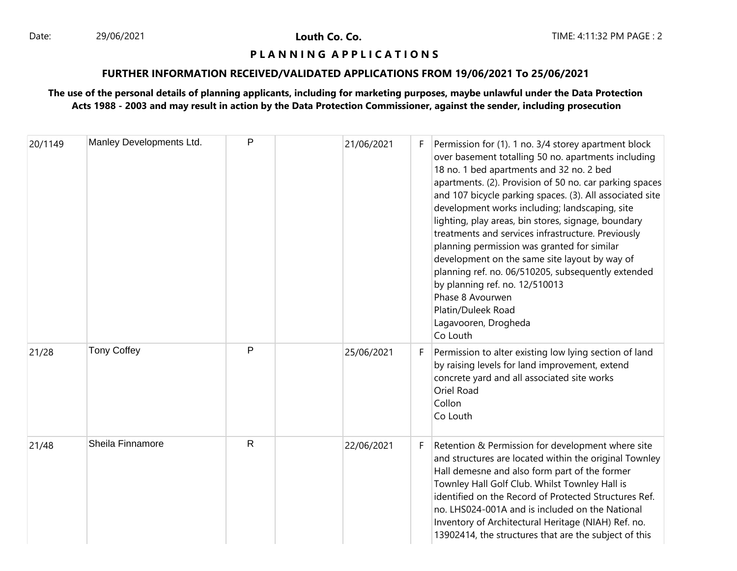**Louth Co. Co.**

**P L A N N I N G A P P L I C A T I O N S**

**FURTHER INFORMATION RECEIVED/VALIDATED APPLICATIONS FROM 19/06/2021 To 25/06/2021**

**The use of the personal details of planning applicants, including for marketing purposes, maybe unlawful under the Data Protection Acts 1988 - 2003 and may result in action by the Data Protection Commissioner, against the sender, including prosecution**

| | | | | | | |
|---|---|---|---|---|---|---|
| 20/1149 | Manley Developments Ltd. | P | | 21/06/2021 | F | Permission for (1). 1 no. 3/4 storey apartment block over basement totalling 50 no. apartments including 18 no. 1 bed apartments and 32 no. 2 bed apartments. (2). Provision of 50 no. car parking spaces and 107 bicycle parking spaces. (3). All associated site development works including; landscaping, site lighting, play areas, bin stores, signage, boundary treatments and services infrastructure. Previously planning permission was granted for similar development on the same site layout by way of planning ref. no. 06/510205, subsequently extended by planning ref. no. 12/510013<br>Phase 8 Avourwen<br>Platin/Duleek Road<br>Lagavooren, Drogheda<br>Co Louth |
| 21/28 | Tony Coffey | P | | 25/06/2021 | F | Permission to alter existing low lying section of land by raising levels for land improvement, extend concrete yard and all associated site works<br>Oriel Road<br>Collon<br>Co Louth |
| 21/48 | Sheila Finnamore | R | | 22/06/2021 | F | Retention & Permission for development where site and structures are located within the original Townley Hall demesne and also form part of the former Townley Hall Golf Club. Whilst Townley Hall is identified on the Record of Protected Structures Ref. no. LHS024-001A and is included on the National Inventory of Architectural Heritage (NIAH) Ref. no. 13902414, the structures that are the subject of this |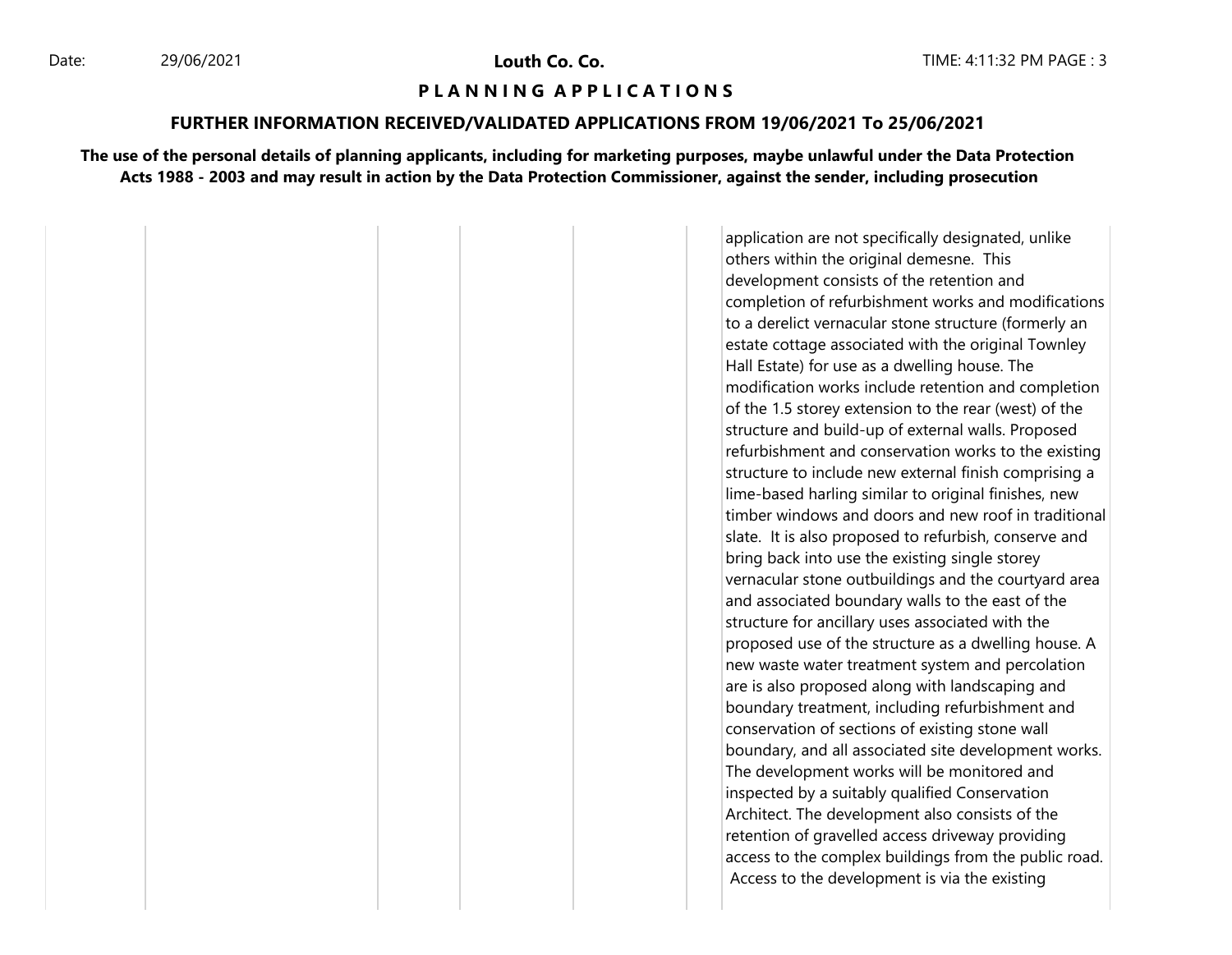# Louth Co. Co.

## P L A N N I N G   A P P L I C A T I O N S

### FURTHER INFORMATION RECEIVED/VALIDATED APPLICATIONS FROM 19/06/2021 To 25/06/2021

**The use of the personal details of planning applicants, including for marketing purposes, maybe unlawful under the Data Protection Acts 1988 - 2003 and may result in action by the Data Protection Commissioner, against the sender, including prosecution**

| | | | | | |
|---|---|---|---|---|---|
| | | | | | application are not specifically designated, unlike others within the original demesne. This development consists of the retention and completion of refurbishment works and modifications to a derelict vernacular stone structure (formerly an estate cottage associated with the original Townley Hall Estate) for use as a dwelling house. The modification works include retention and completion of the 1.5 storey extension to the rear (west) of the structure and build-up of external walls. Proposed refurbishment and conservation works to the existing structure to include new external finish comprising a lime-based harling similar to original finishes, new timber windows and doors and new roof in traditional slate. It is also proposed to refurbish, conserve and bring back into use the existing single storey vernacular stone outbuildings and the courtyard area and associated boundary walls to the east of the structure for ancillary uses associated with the proposed use of the structure as a dwelling house. A new waste water treatment system and percolation are is also proposed along with landscaping and boundary treatment, including refurbishment and conservation of sections of existing stone wall boundary, and all associated site development works. The development works will be monitored and inspected by a suitably qualified Conservation Architect. The development also consists of the retention of gravelled access driveway providing access to the complex buildings from the public road. Access to the development is via the existing |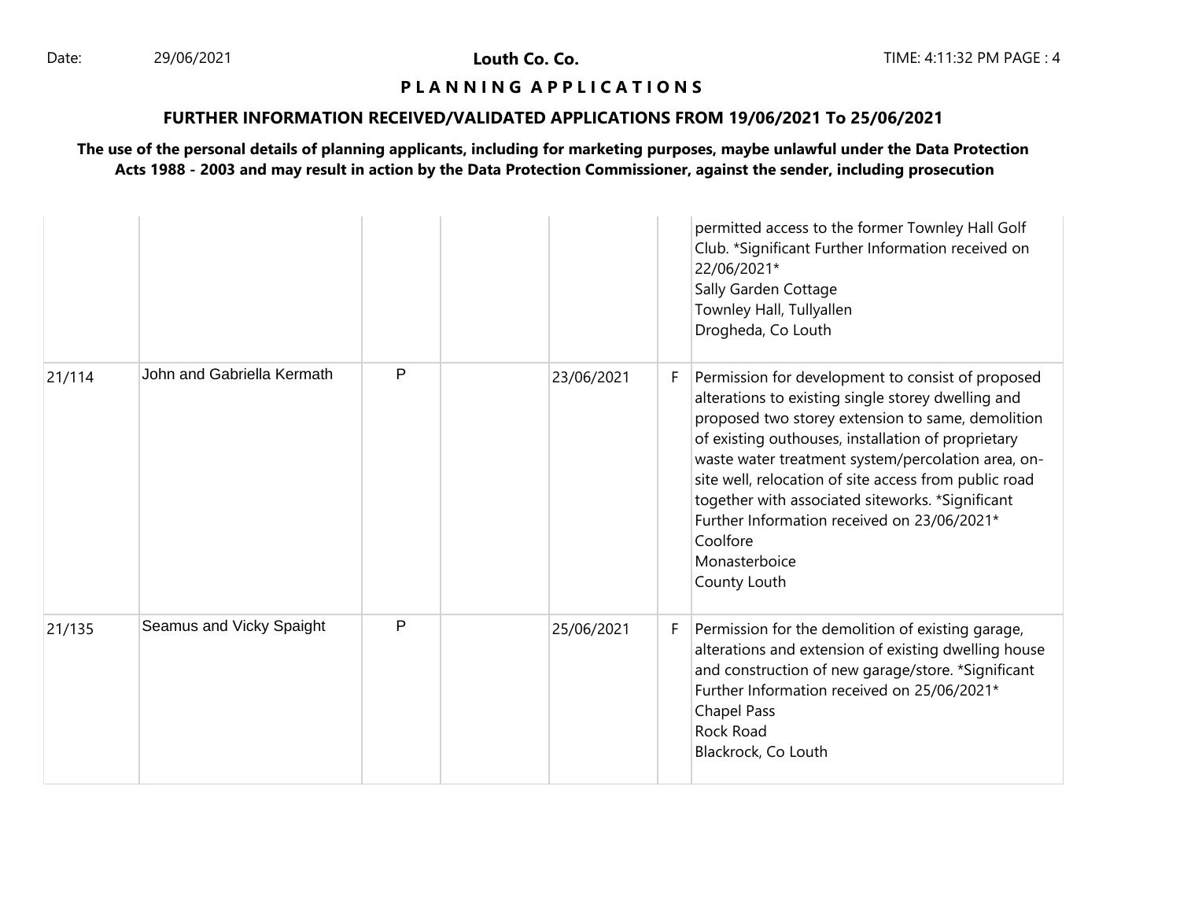**Louth Co. Co.**

**P L A N N I N G A P P L I C A T I O N S**

**FURTHER INFORMATION RECEIVED/VALIDATED APPLICATIONS FROM 19/06/2021 To 25/06/2021**

**The use of the personal details of planning applicants, including for marketing purposes, maybe unlawful under the Data Protection Acts 1988 - 2003 and may result in action by the Data Protection Commissioner, against the sender, including prosecution**

| | | | | | | |
|---|---|---|---|---|---|---|
| | | | | | | permitted access to the former Townley Hall Golf Club. *Significant Further Information received on 22/06/2021*<br>Sally Garden Cottage<br>Townley Hall, Tullyallen<br>Drogheda, Co Louth |
| 21/114 | John and Gabriella Kermath | P | | 23/06/2021 | F | Permission for development to consist of proposed alterations to existing single storey dwelling and proposed two storey extension to same, demolition of existing outhouses, installation of proprietary waste water treatment system/percolation area, on-site well, relocation of site access from public road together with associated siteworks. *Significant Further Information received on 23/06/2021*<br>Coolfore<br>Monasterboice<br>County Louth |
| 21/135 | Seamus and Vicky Spaight | P | | 25/06/2021 | F | Permission for the demolition of existing garage, alterations and extension of existing dwelling house and construction of new garage/store. *Significant Further Information received on 25/06/2021*<br>Chapel Pass<br>Rock Road<br>Blackrock, Co Louth |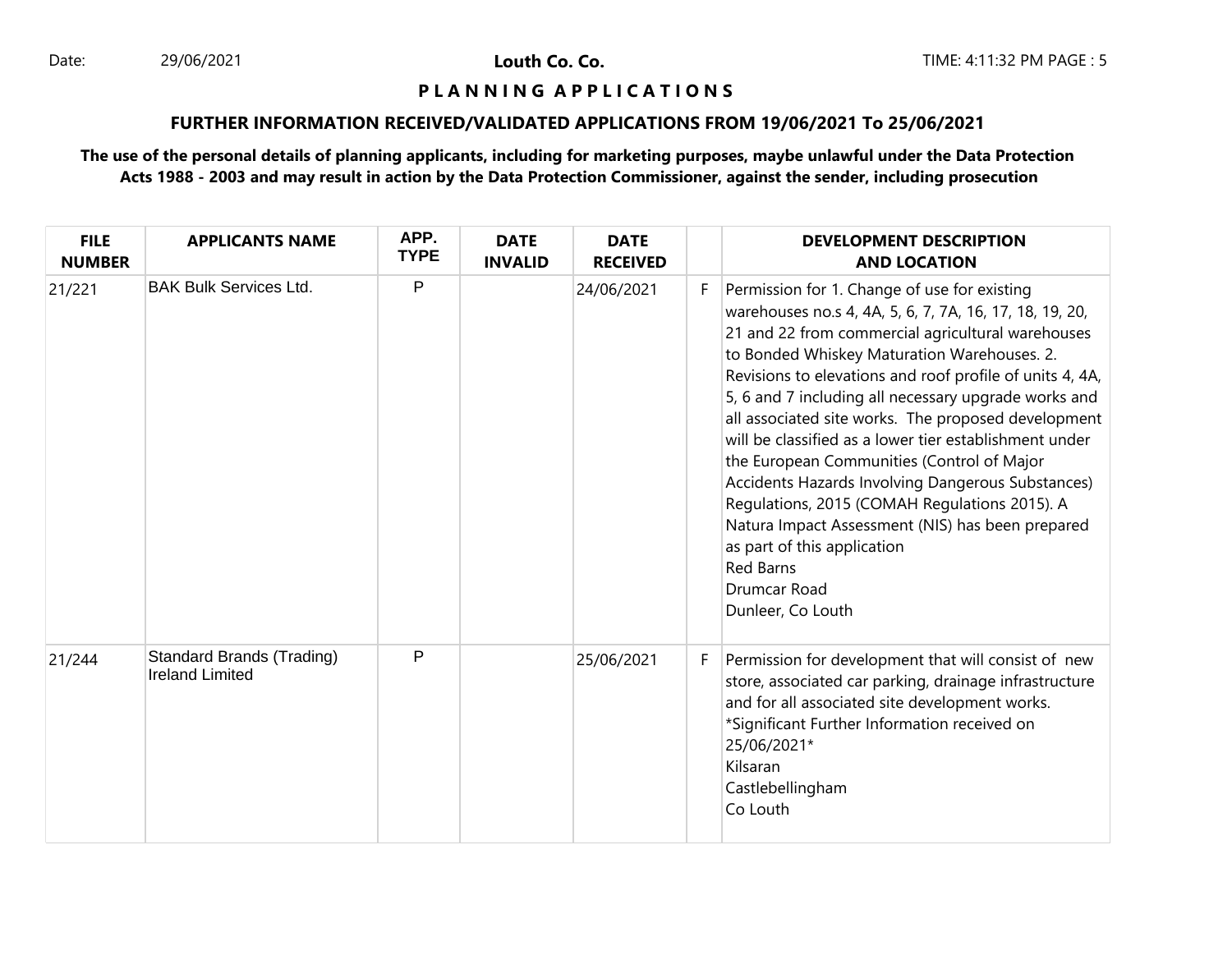Date: 29/06/2021 **Louth Co. Co.** TIME: 4:11:32 PM

**P L A N N I N G   A P P L I C A T I O N S**

**FURTHER INFORMATION RECEIVED/VALIDATED APPLICATIONS FROM 19/06/2021 To 25/06/2021**

**The use of the personal details of planning applicants, including for marketing purposes, maybe unlawful under the Data Protection Acts 1988 - 2003 and may result in action by the Data Protection Commissioner, against the sender, including prosecution**

| FILE NUMBER | APPLICANTS NAME | APP. TYPE | DATE INVALID | DATE RECEIVED | | DEVELOPMENT DESCRIPTION AND LOCATION |
|---|---|---|---|---|---|---|
| 21/221 | BAK Bulk Services Ltd. | P | | 24/06/2021 | F | Permission for 1. Change of use for existing warehouses no.s 4, 4A, 5, 6, 7, 7A, 16, 17, 18, 19, 20, 21 and 22 from commercial agricultural warehouses to Bonded Whiskey Maturation Warehouses. 2. Revisions to elevations and roof profile of units 4, 4A, 5, 6 and 7 including all necessary upgrade works and all associated site works. The proposed development will be classified as a lower tier establishment under the European Communities (Control of Major Accidents Hazards Involving Dangerous Substances) Regulations, 2015 (COMAH Regulations 2015). A Natura Impact Assessment (NIS) has been prepared as part of this application<br>Red Barns<br>Drumcar Road<br>Dunleer, Co Louth |
| 21/244 | Standard Brands (Trading) Ireland Limited | P | | 25/06/2021 | F | Permission for development that will consist of new store, associated car parking, drainage infrastructure and for all associated site development works. *Significant Further Information received on 25/06/2021*<br>Kilsaran<br>Castlebellingham<br>Co Louth |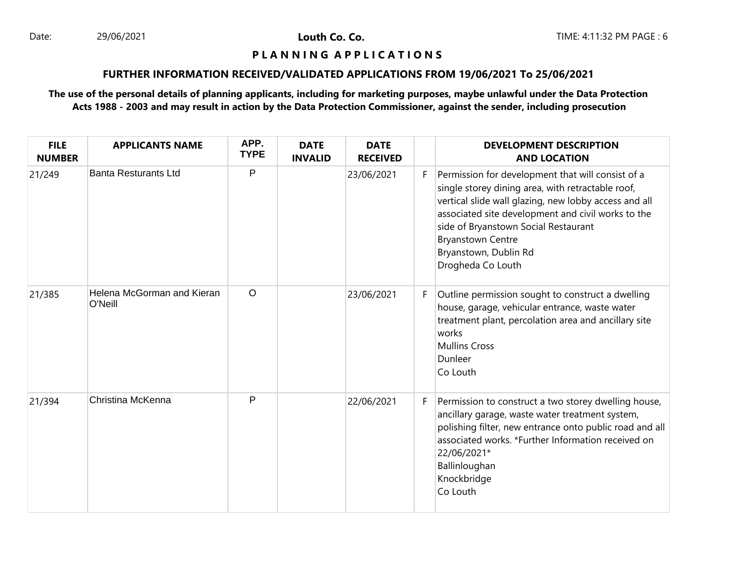Date: 29/06/2021

**Louth Co. Co.**

**P L A N N I N G A P P L I C A T I O N S**

**FURTHER INFORMATION RECEIVED/VALIDATED APPLICATIONS FROM 19/06/2021 To 25/06/2021**

**The use of the personal details of planning applicants, including for marketing purposes, maybe unlawful under the Data Protection Acts 1988 - 2003 and may result in action by the Data Protection Commissioner, against the sender, including prosecution**

| FILE NUMBER | APPLICANTS NAME | APP. TYPE | DATE INVALID | DATE RECEIVED | | DEVELOPMENT DESCRIPTION AND LOCATION |
|---|---|---|---|---|---|---|
| 21/249 | Banta Resturants Ltd | P | | 23/06/2021 | F | Permission for development that will consist of a single storey dining area, with retractable roof, vertical slide wall glazing, new lobby access and all associated site development and civil works to the side of Bryanstown Social Restaurant<br>Bryanstown Centre<br>Bryanstown, Dublin Rd<br>Drogheda Co Louth |
| 21/385 | Helena McGorman and Kieran O'Neill | O | | 23/06/2021 | F | Outline permission sought to construct a dwelling house, garage, vehicular entrance, waste water treatment plant, percolation area and ancillary site works<br>Mullins Cross<br>Dunleer<br>Co Louth |
| 21/394 | Christina McKenna | P | | 22/06/2021 | F | Permission to construct a two storey dwelling house, ancillary garage, waste water treatment system, polishing filter, new entrance onto public road and all associated works. *Further Information received on 22/06/2021*<br>Ballinloughan<br>Knockbridge<br>Co Louth |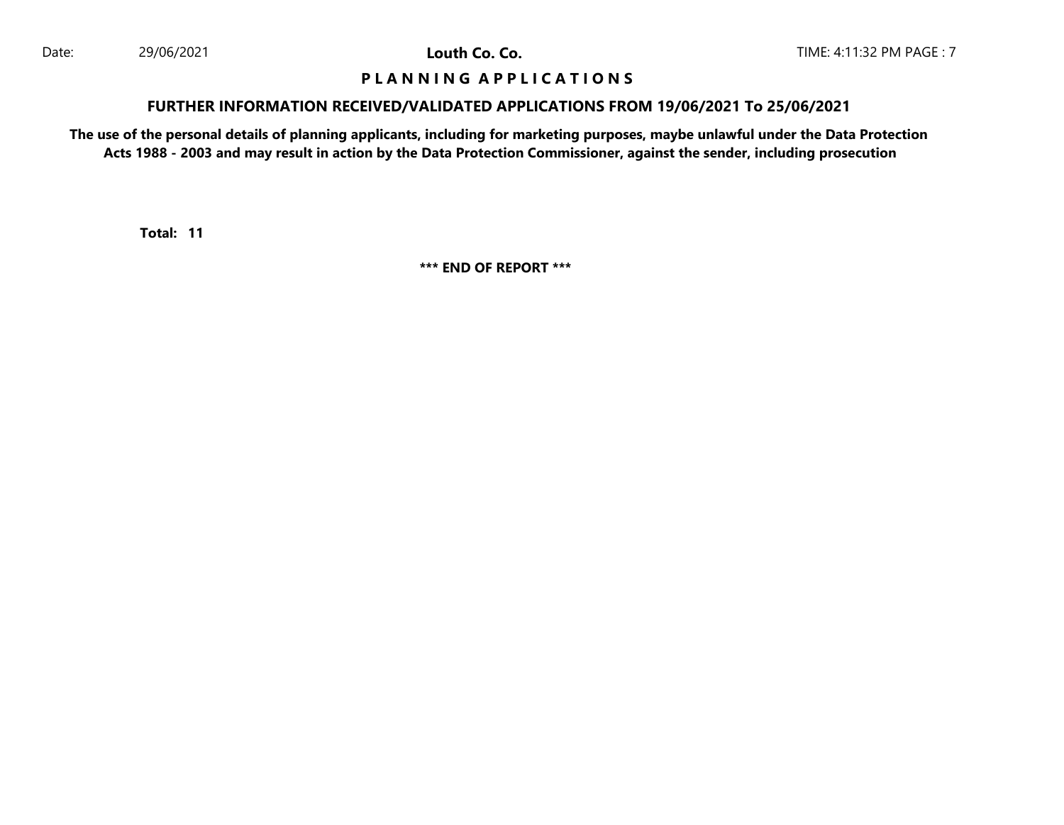**Total: 11**

**\*\*\* END OF REPORT \*\*\***

**Total: 11**

*** END OF REPORT ***